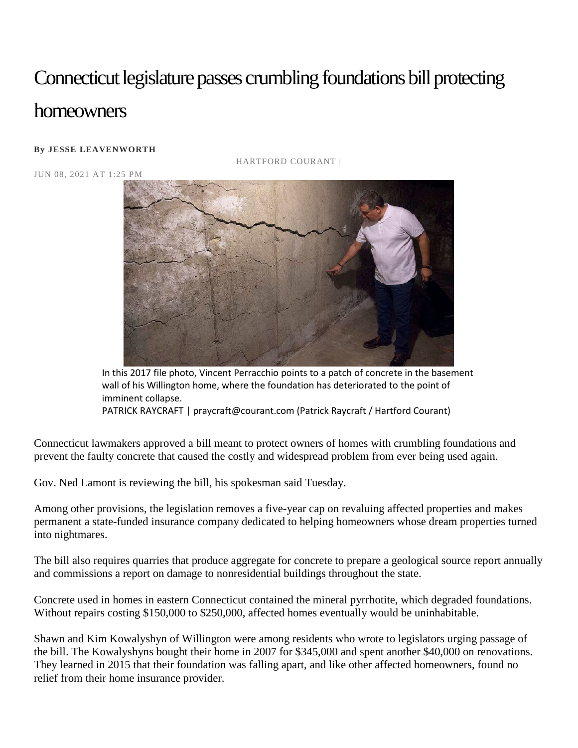# Connecticut legislature passes crumbling foundations bill protecting homeowners

**By JESSE LEAVENWORTH**

HARTFORD COURANT |

JUN 08, 2021 AT 1:25 PM

In this 2017 file photo, Vincent Perracchio points to a patch of concrete in the basement wall of his Willington home, where the foundation has deteriorated to the point of imminent collapse.
PATRICK RAYCRAFT | praycraft@courant.com (Patrick Raycraft / Hartford Courant)

Connecticut lawmakers approved a bill meant to protect owners of homes with crumbling foundations and prevent the faulty concrete that caused the costly and widespread problem from ever being used again.

Gov. Ned Lamont is reviewing the bill, his spokesman said Tuesday.

Among other provisions, the legislation removes a five-year cap on revaluing affected properties and makes permanent a state-funded insurance company dedicated to helping homeowners whose dream properties turned into nightmares.

The bill also requires quarries that produce aggregate for concrete to prepare a geological source report annually and commissions a report on damage to nonresidential buildings throughout the state.

Concrete used in homes in eastern Connecticut contained the mineral pyrrhotite, which degraded foundations. Without repairs costing $150,000 to $250,000, affected homes eventually would be uninhabitable.

Shawn and Kim Kowalyshyn of Willington were among residents who wrote to legislators urging passage of the bill. The Kowalyshyns bought their home in 2007 for $345,000 and spent another $40,000 on renovations. They learned in 2015 that their foundation was falling apart, and like other affected homeowners, found no relief from their home insurance provider.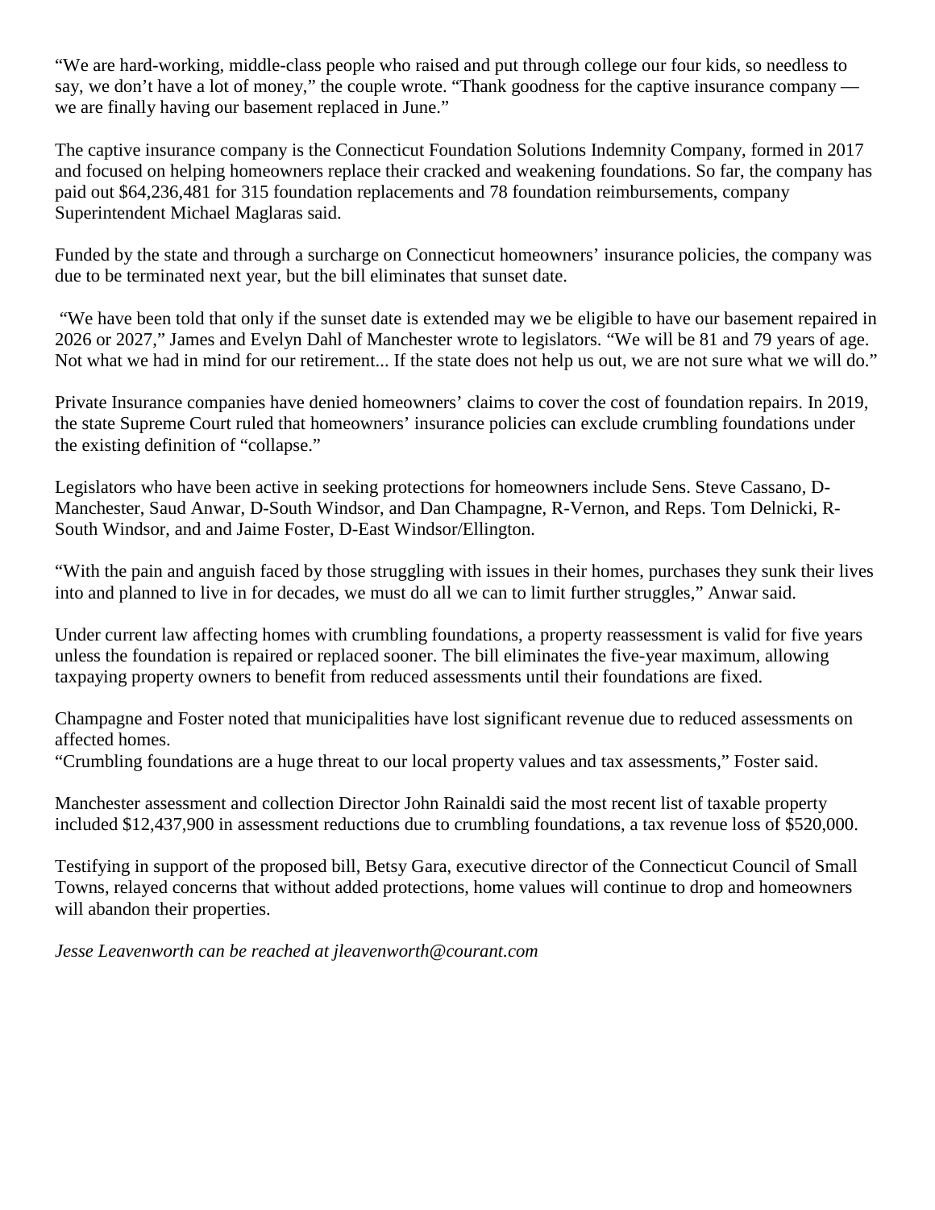"We are hard-working, middle-class people who raised and put through college our four kids, so needless to say, we don't have a lot of money," the couple wrote. "Thank goodness for the captive insurance company — we are finally having our basement replaced in June."

The captive insurance company is the Connecticut Foundation Solutions Indemnity Company, formed in 2017 and focused on helping homeowners replace their cracked and weakening foundations. So far, the company has paid out $64,236,481 for 315 foundation replacements and 78 foundation reimbursements, company Superintendent Michael Maglaras said.

Funded by the state and through a surcharge on Connecticut homeowners' insurance policies, the company was due to be terminated next year, but the bill eliminates that sunset date.

"We have been told that only if the sunset date is extended may we be eligible to have our basement repaired in 2026 or 2027," James and Evelyn Dahl of Manchester wrote to legislators. "We will be 81 and 79 years of age. Not what we had in mind for our retirement... If the state does not help us out, we are not sure what we will do."

Private Insurance companies have denied homeowners' claims to cover the cost of foundation repairs. In 2019, the state Supreme Court ruled that homeowners' insurance policies can exclude crumbling foundations under the existing definition of "collapse."

Legislators who have been active in seeking protections for homeowners include Sens. Steve Cassano, D-Manchester, Saud Anwar, D-South Windsor, and Dan Champagne, R-Vernon, and Reps. Tom Delnicki, R-South Windsor, and and Jaime Foster, D-East Windsor/Ellington.

"With the pain and anguish faced by those struggling with issues in their homes, purchases they sunk their lives into and planned to live in for decades, we must do all we can to limit further struggles," Anwar said.

Under current law affecting homes with crumbling foundations, a property reassessment is valid for five years unless the foundation is repaired or replaced sooner. The bill eliminates the five-year maximum, allowing taxpaying property owners to benefit from reduced assessments until their foundations are fixed.

Champagne and Foster noted that municipalities have lost significant revenue due to reduced assessments on affected homes.

"Crumbling foundations are a huge threat to our local property values and tax assessments," Foster said.

Manchester assessment and collection Director John Rainaldi said the most recent list of taxable property included $12,437,900 in assessment reductions due to crumbling foundations, a tax revenue loss of $520,000.

Testifying in support of the proposed bill, Betsy Gara, executive director of the Connecticut Council of Small Towns, relayed concerns that without added protections, home values will continue to drop and homeowners will abandon their properties.

*Jesse Leavenworth can be reached at jleavenworth@courant.com*